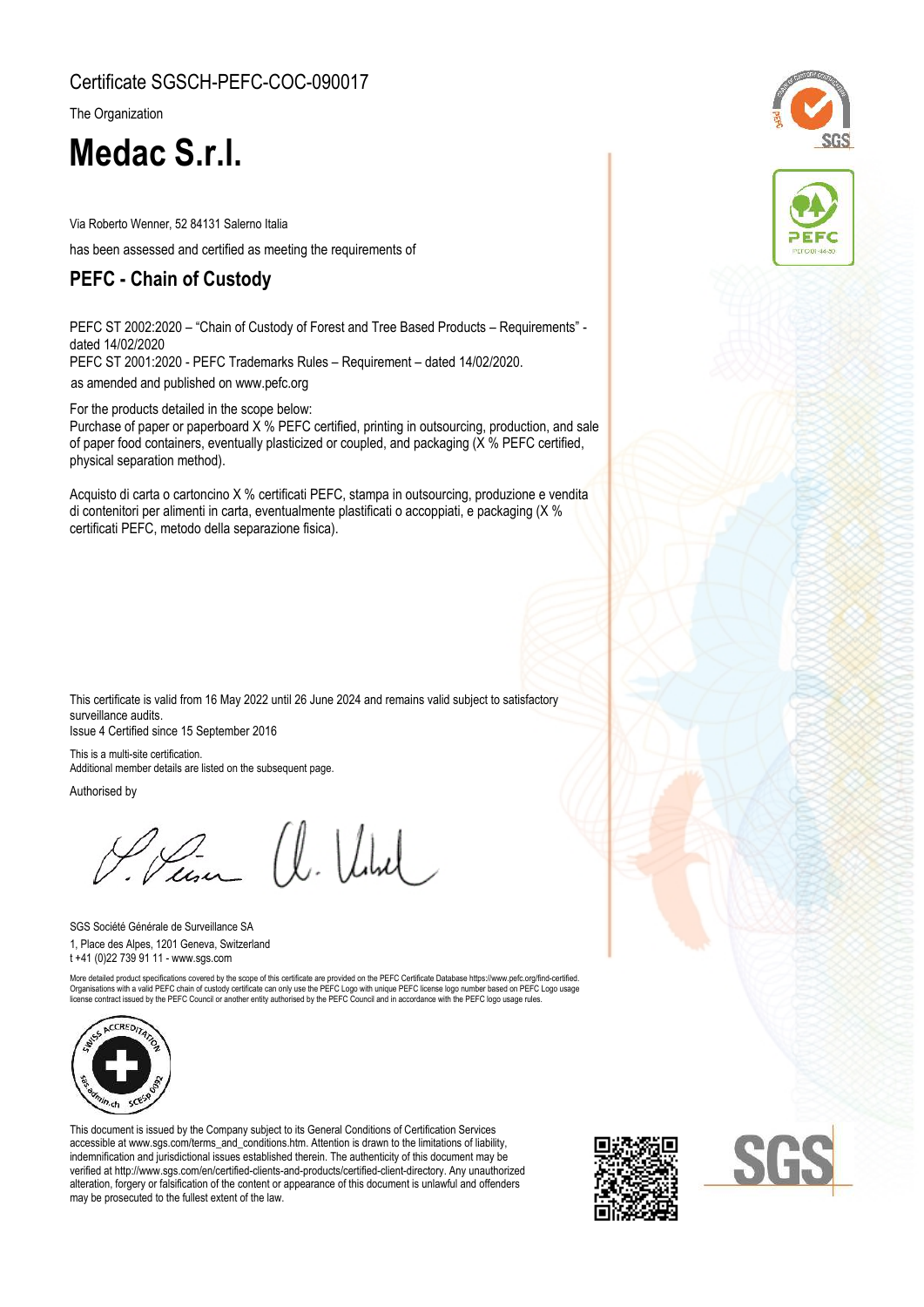Certificate SGSCH-PEFC-COC-090017

The Organization

# Medac S.r.l.

Via Roberto Wenner, 52 84131 Salerno Italia

has been assessed and certified as meeting the requirements of

## PEFC - Chain of Custody

PEFC ST 2002:2020 – "Chain of Custody of Forest and Tree Based Products – Requirements" - dated 14/02/2020
PEFC ST 2001:2020 - PEFC Trademarks Rules – Requirement – dated 14/02/2020.
as amended and published on www.pefc.org

For the products detailed in the scope below:
Purchase of paper or paperboard X % PEFC certified, printing in outsourcing, production, and sale of paper food containers, eventually plasticized or coupled, and packaging (X % PEFC certified, physical separation method).

Acquisto di carta o cartoncino X % certificati PEFC, stampa in outsourcing, produzione e vendita di contenitori per alimenti in carta, eventualmente plastificati o accoppiati, e packaging (X % certificati PEFC, metodo della separazione fisica).

This certificate is valid from 16 May 2022 until 26 June 2024 and remains valid subject to satisfactory surveillance audits.
Issue 4 Certified since 15 September 2016

This is a multi-site certification.
Additional member details are listed on the subsequent page.

Authorised by

SGS Société Générale de Surveillance SA
1, Place des Alpes, 1201 Geneva, Switzerland
t +41 (0)22 739 91 11 - www.sgs.com

More detailed product specifications covered by the scope of this certificate are provided on the PEFC Certificate Database https://www.pefc.org/find-certified. Organisations with a valid PEFC chain of custody certificate can only use the PEFC Logo with unique PEFC license logo number based on PEFC Logo usage license contract issued by the PEFC Council or another entity authorised by the PEFC Council and in accordance with the PEFC logo usage rules.

This document is issued by the Company subject to its General Conditions of Certification Services accessible at www.sgs.com/terms_and_conditions.htm. Attention is drawn to the limitations of liability, indemnification and jurisdictional issues established therein. The authenticity of this document may be verified at http://www.sgs.com/en/certified-clients-and-products/certified-client-directory. Any unauthorized alteration, forgery or falsification of the content or appearance of this document is unlawful and offenders may be prosecuted to the fullest extent of the law.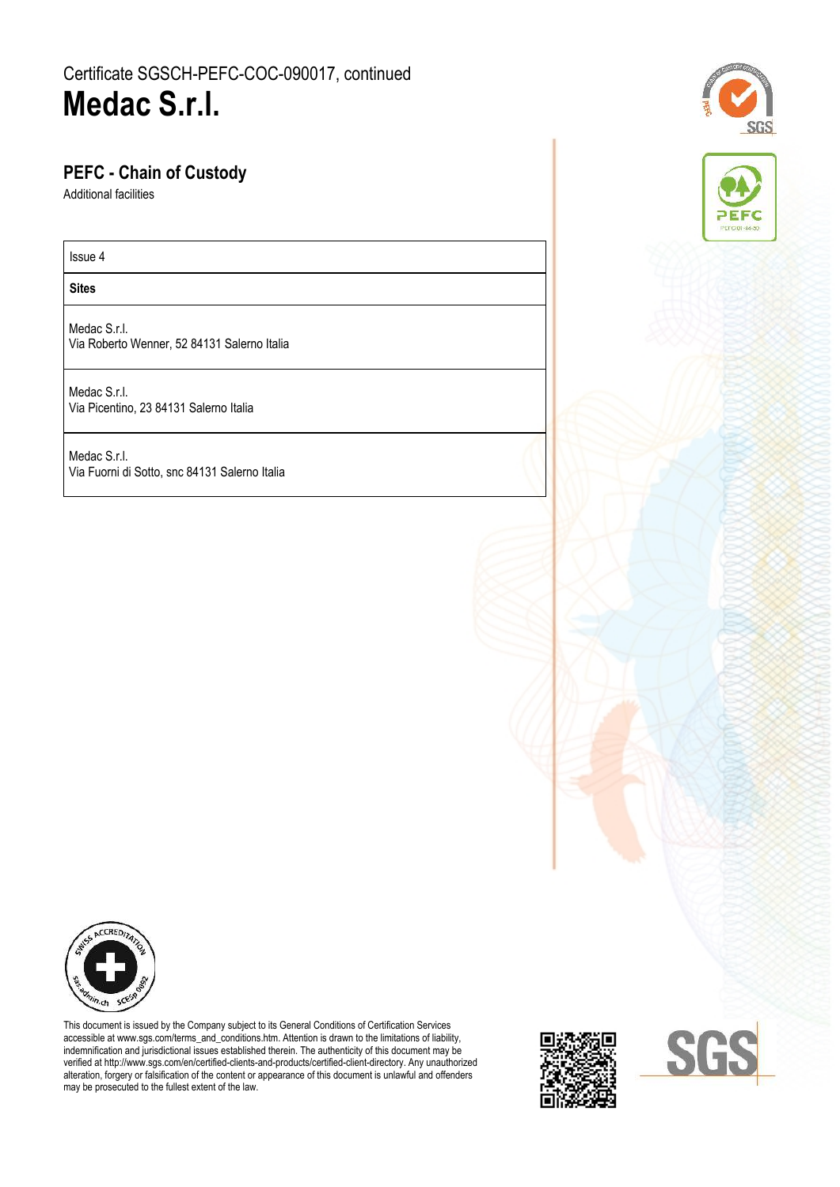Certificate SGSCH-PEFC-COC-090017, continued

# Medac S.r.l.

## PEFC - Chain of Custody

Additional facilities

| Issue 4 |
| --- |
| **Sites** |
| Medac S.r.l.<br>Via Roberto Wenner, 52 84131 Salerno Italia |
| Medac S.r.l.<br>Via Picentino, 23 84131 Salerno Italia |
| Medac S.r.l.<br>Via Fuorni di Sotto, snc 84131 Salerno Italia |

This document is issued by the Company subject to its General Conditions of Certification Services accessible at www.sgs.com/terms_and_conditions.htm. Attention is drawn to the limitations of liability, indemnification and jurisdictional issues established therein. The authenticity of this document may be verified at http://www.sgs.com/en/certified-clients-and-products/certified-client-directory. Any unauthorized alteration, forgery or falsification of the content or appearance of this document is unlawful and offenders may be prosecuted to the fullest extent of the law.